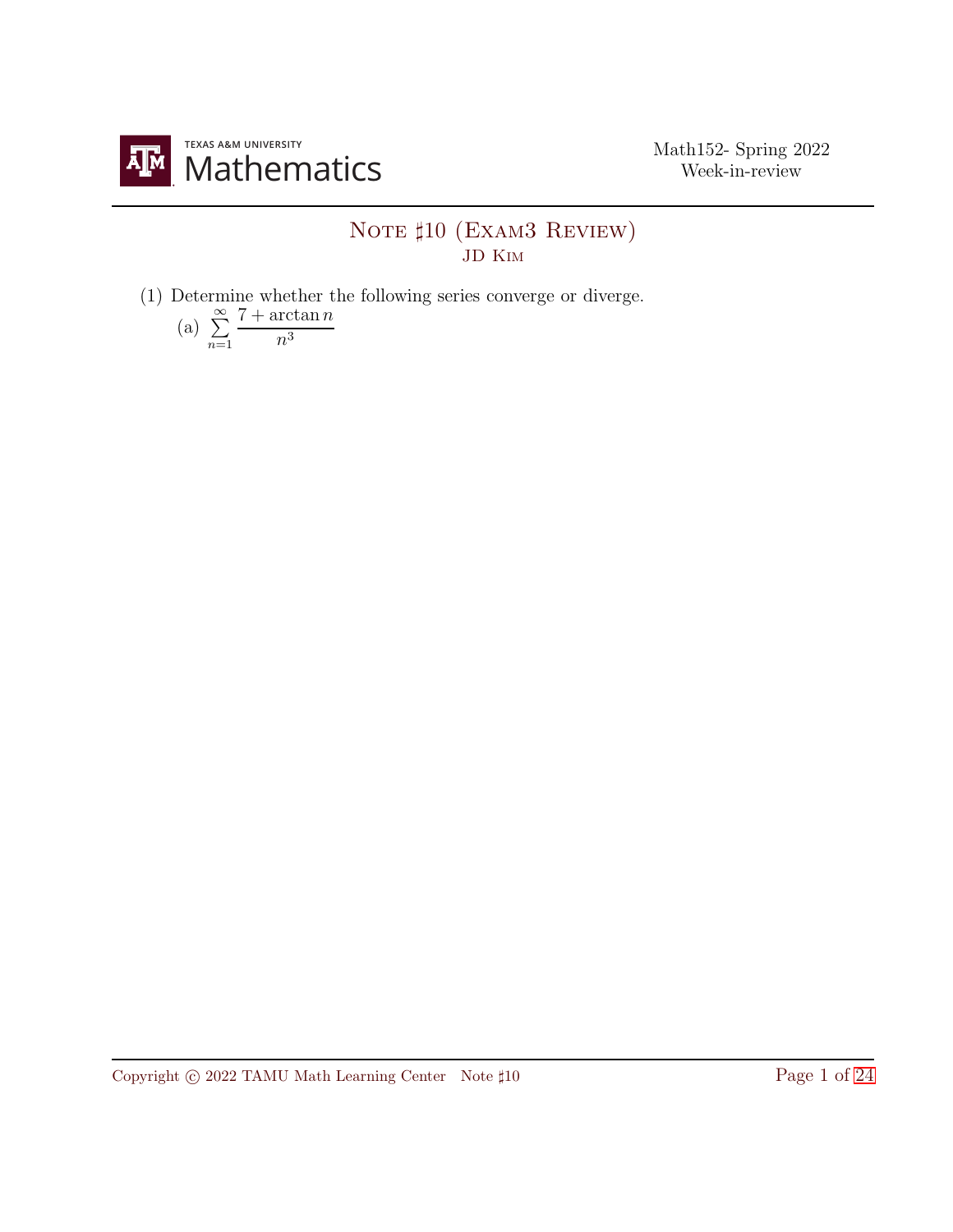Math152- Spring 2022
Week-in-review

# Note ♯10 (Exam3 Review)

JD Kim

(1) Determine whether the following series converge or diverge.

(a) $\displaystyle\sum_{n=1}^{\infty} \frac{7+\arctan n}{n^3}$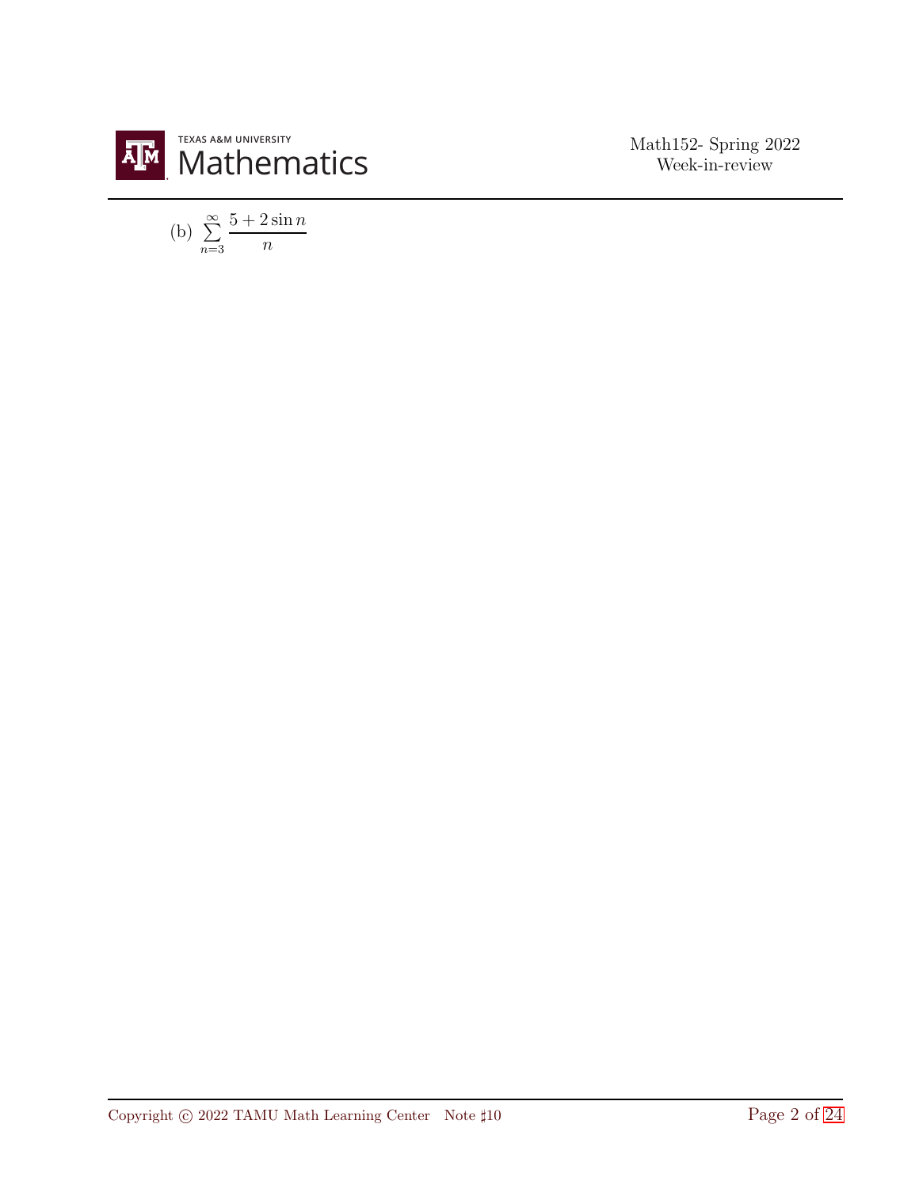(b) $\sum_{n=3}^{\infty} \frac{5 + 2\sin n}{n}$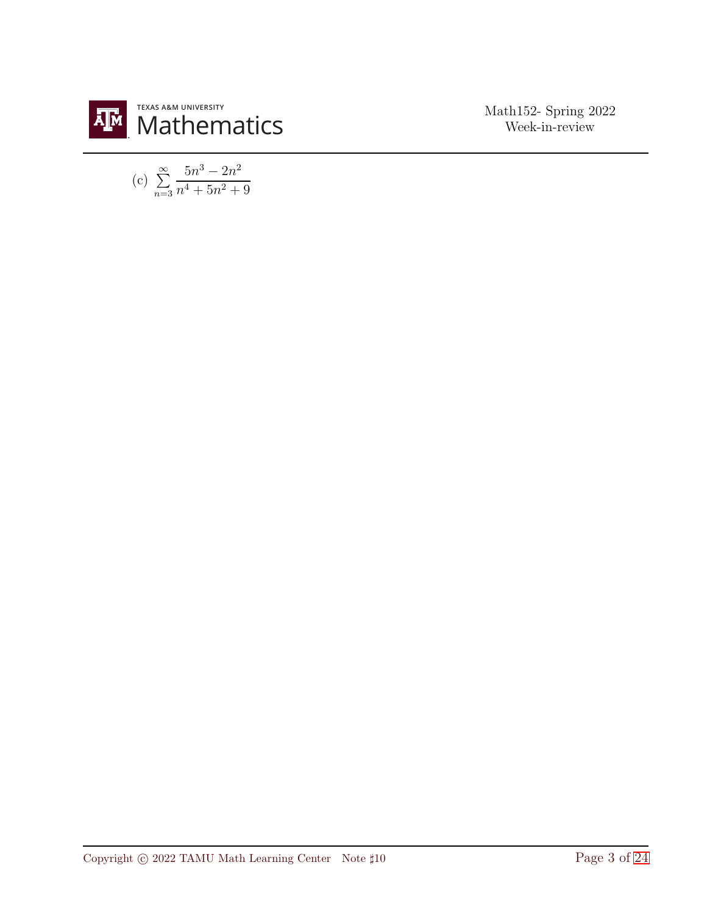(c) $\displaystyle\sum_{n=3}^{\infty} \frac{5n^3 - 2n^2}{n^4 + 5n^2 + 9}$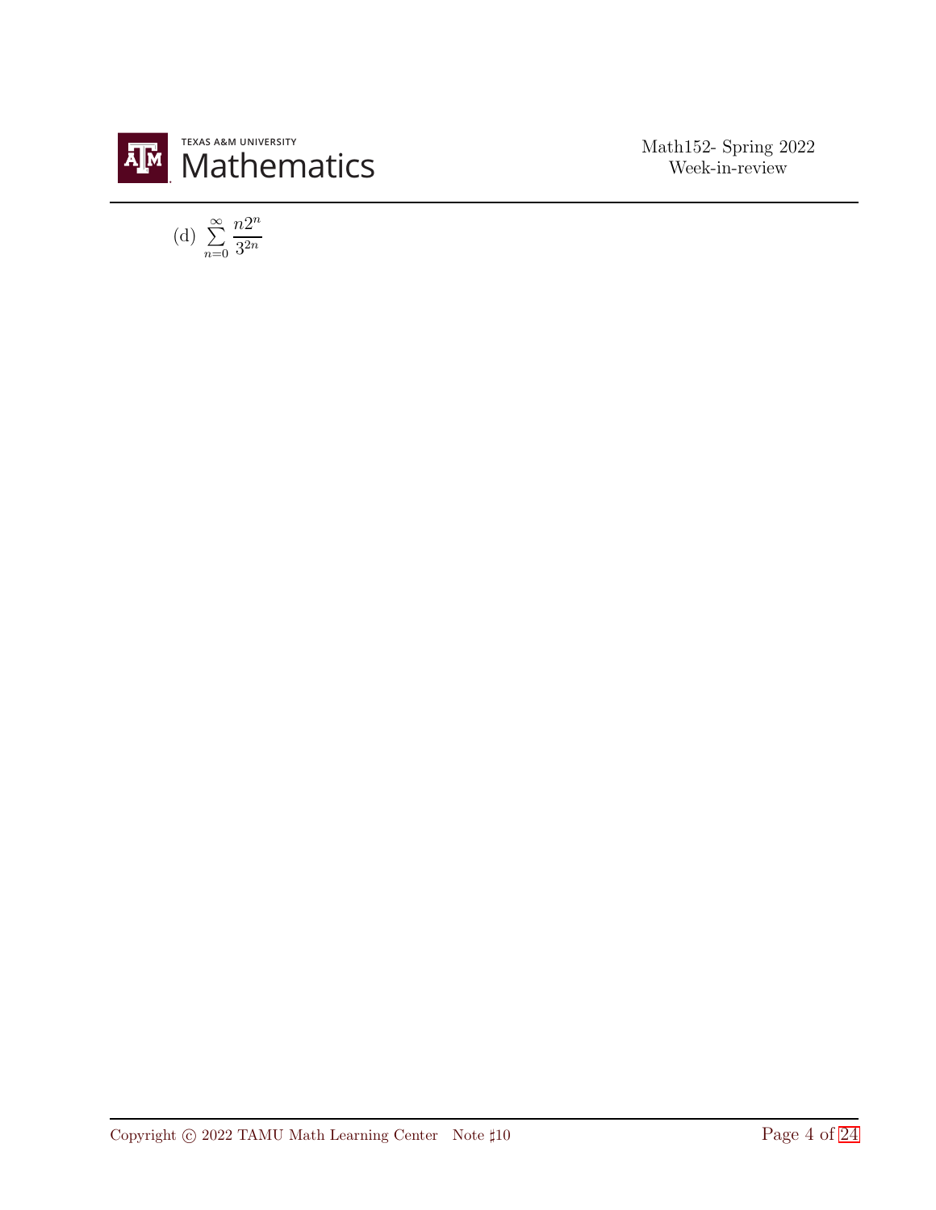(d) $\sum_{n=0}^{\infty} \frac{n2^n}{3^{2n}}$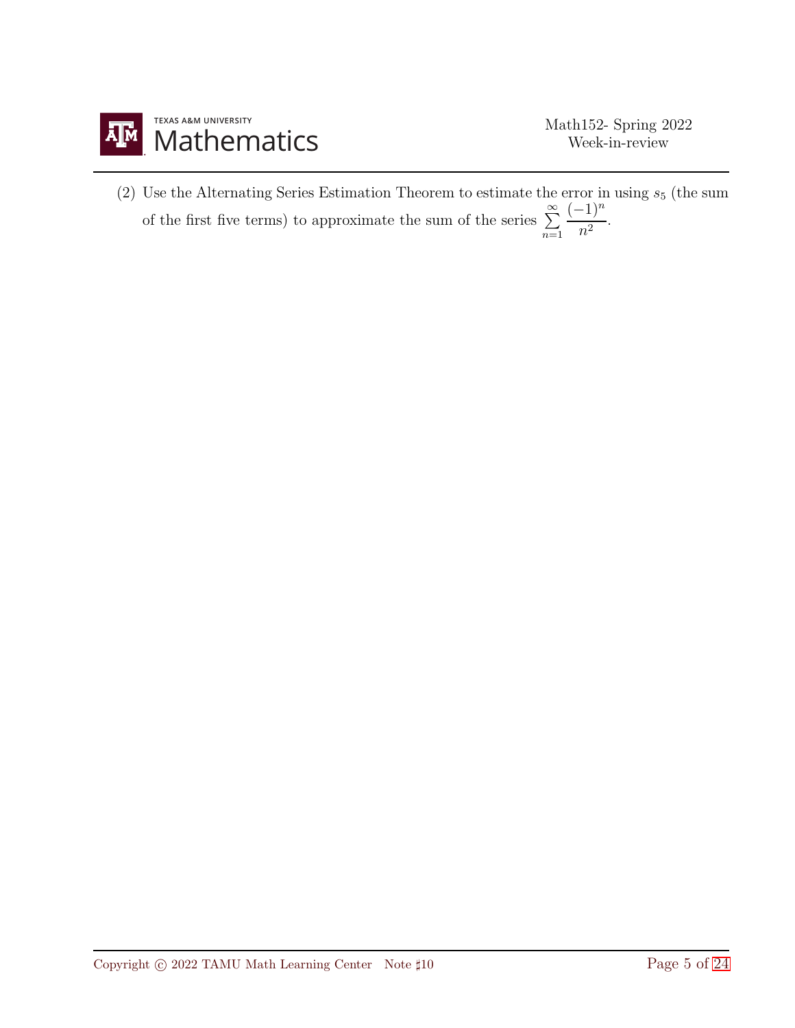(2) Use the Alternating Series Estimation Theorem to estimate the error in using $s_5$ (the sum of the first five terms) to approximate the sum of the series $\sum_{n=1}^{\infty} \frac{(-1)^n}{n^2}$.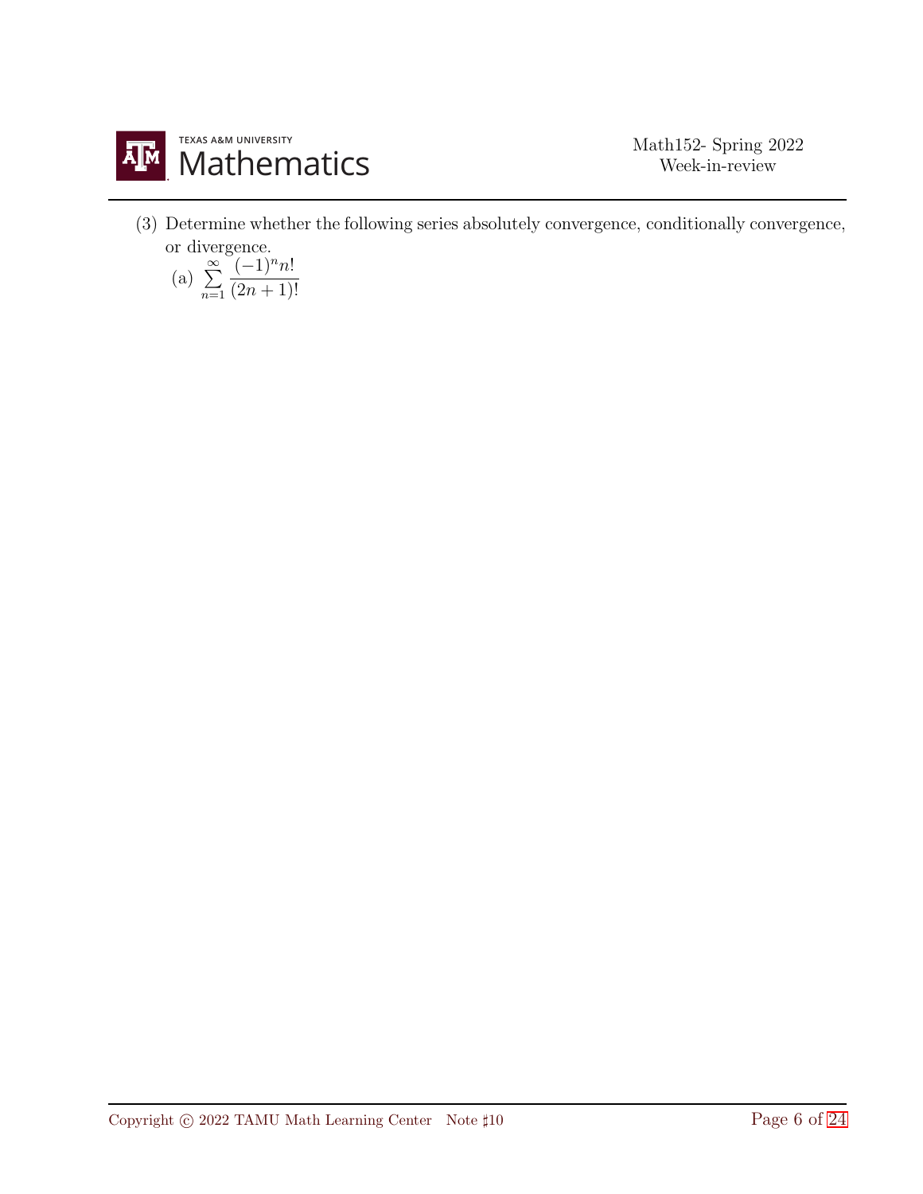(3) Determine whether the following series absolutely convergence, conditionally convergence, or divergence.

(a) $\displaystyle\sum_{n=1}^{\infty} \frac{(-1)^n n!}{(2n+1)!}$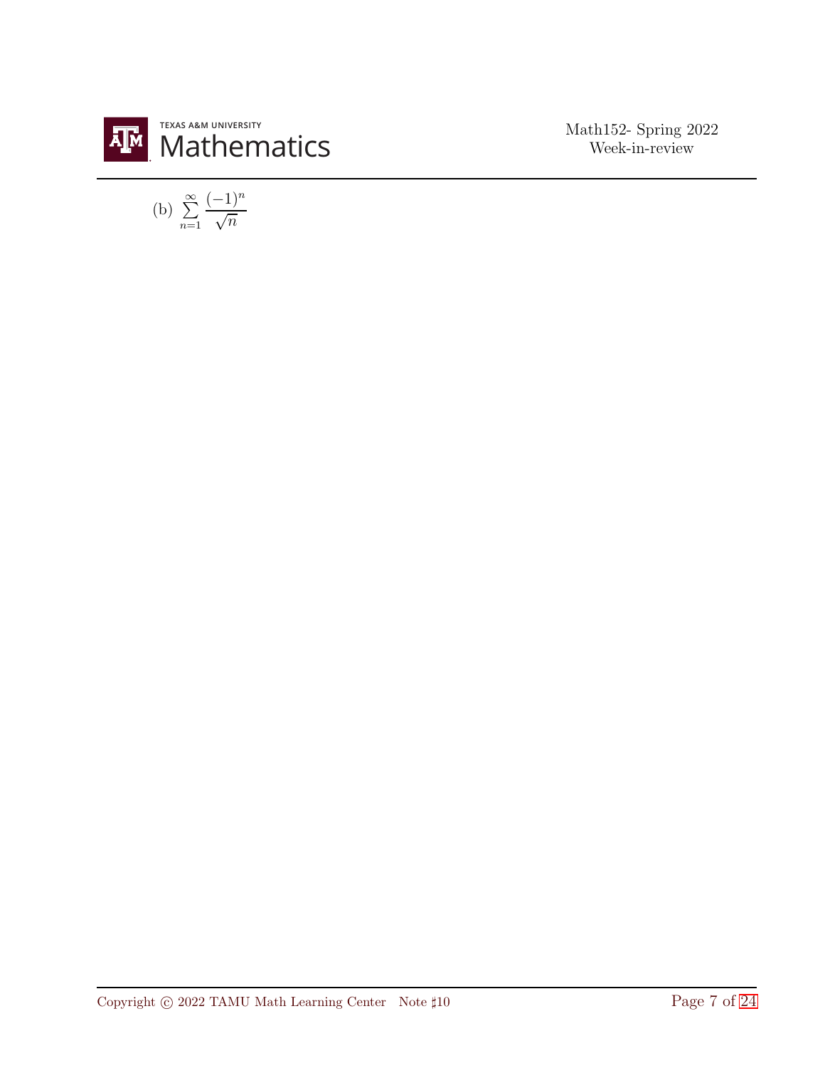(b) $\sum_{n=1}^{\infty} \frac{(-1)^n}{\sqrt{n}}$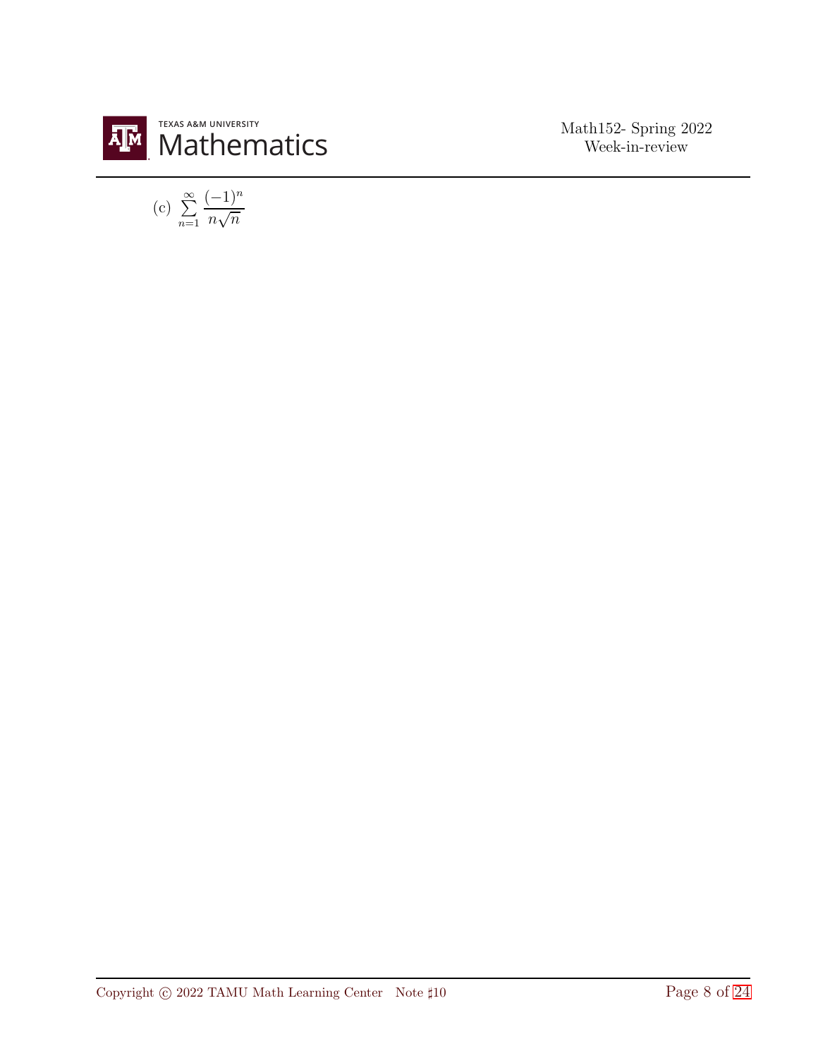(c) $\sum_{n=1}^{\infty} \frac{(-1)^n}{n\sqrt{n}}$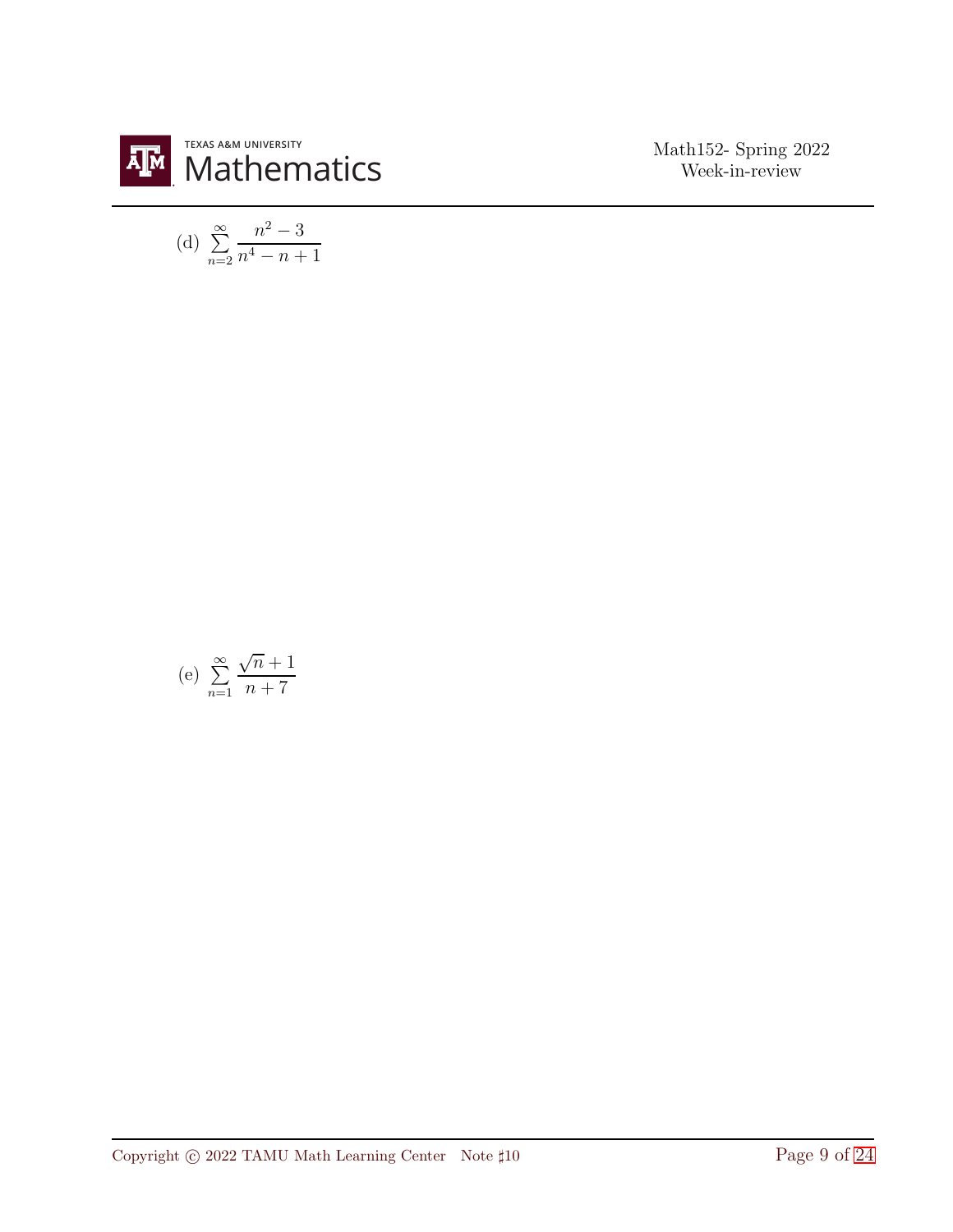(d) $\displaystyle\sum_{n=2}^{\infty} \frac{n^2-3}{n^4-n+1}$

(e) $\displaystyle\sum_{n=1}^{\infty} \frac{\sqrt{n}+1}{n+7}$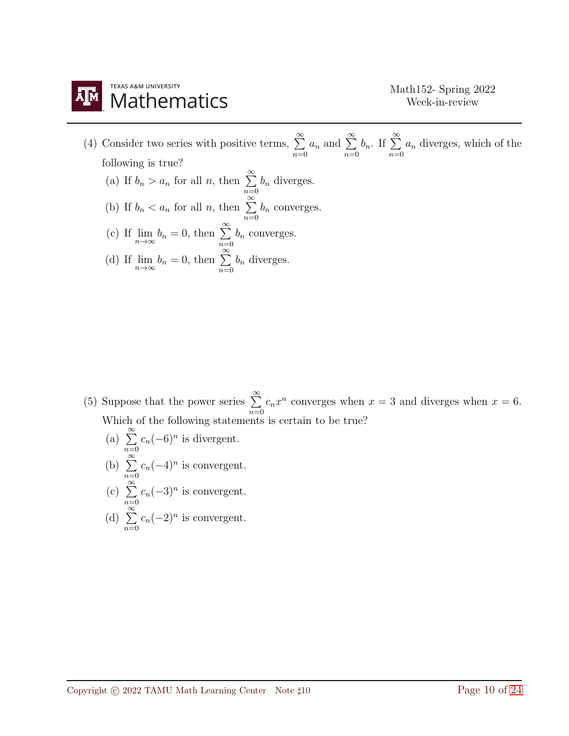(4) Consider two series with positive terms, $\sum_{n=0}^{\infty} a_n$ and $\sum_{n=0}^{\infty} b_n$. If $\sum_{n=0}^{\infty} a_n$ diverges, which of the following is true?

   (a) If $b_n > a_n$ for all $n$, then $\sum_{n=0}^{\infty} b_n$ diverges.

   (b) If $b_n < a_n$ for all $n$, then $\sum_{n=0}^{\infty} b_n$ converges.

   (c) If $\lim_{n\to\infty} b_n = 0$, then $\sum_{n=0}^{\infty} b_n$ converges.

   (d) If $\lim_{n\to\infty} b_n = 0$, then $\sum_{n=0}^{\infty} b_n$ diverges.

(5) Suppose that the power series $\sum_{n=0}^{\infty} c_n x^n$ converges when $x = 3$ and diverges when $x = 6$. Which of the following statements is certain to be true?

   (a) $\sum_{n=0}^{\infty} c_n(-6)^n$ is divergent.

   (b) $\sum_{n=0}^{\infty} c_n(-4)^n$ is convergent.

   (c) $\sum_{n=0}^{\infty} c_n(-3)^n$ is convergent.

   (d) $\sum_{n=0}^{\infty} c_n(-2)^n$ is convergent.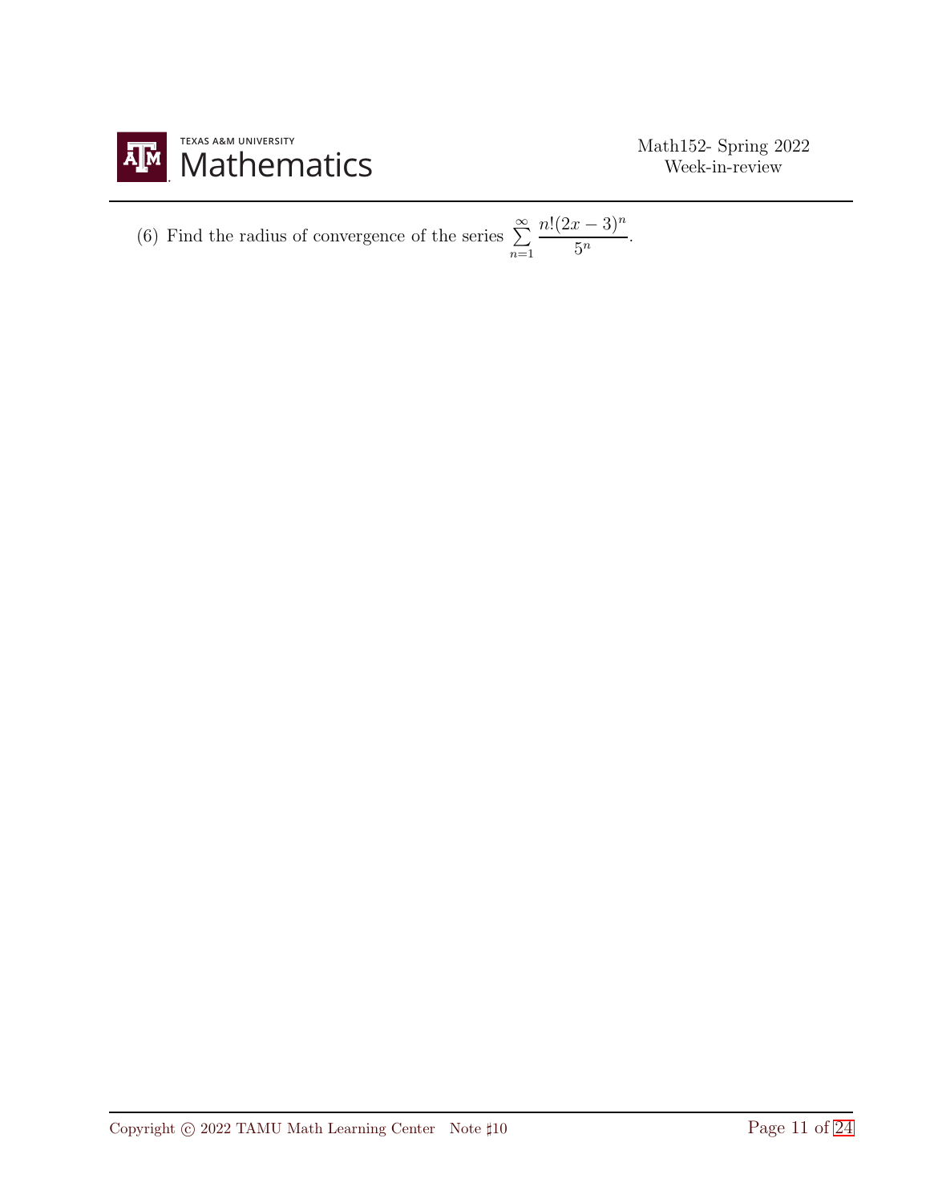(6) Find the radius of convergence of the series $\sum\limits_{n=1}^{\infty} \dfrac{n!(2x-3)^n}{5^n}$.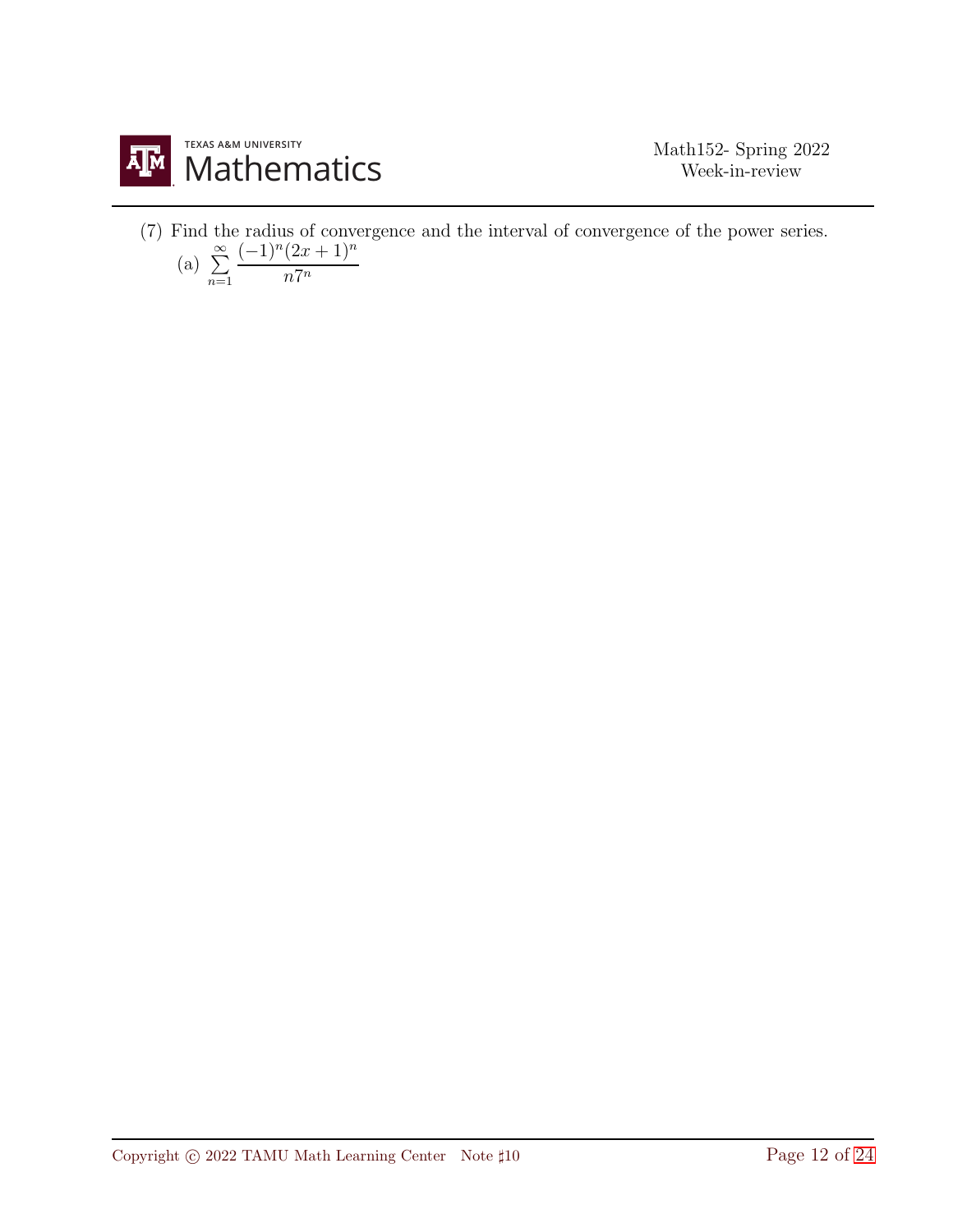(7) Find the radius of convergence and the interval of convergence of the power series.

(a) $\sum_{n=1}^{\infty} \frac{(-1)^n (2x+1)^n}{n 7^n}$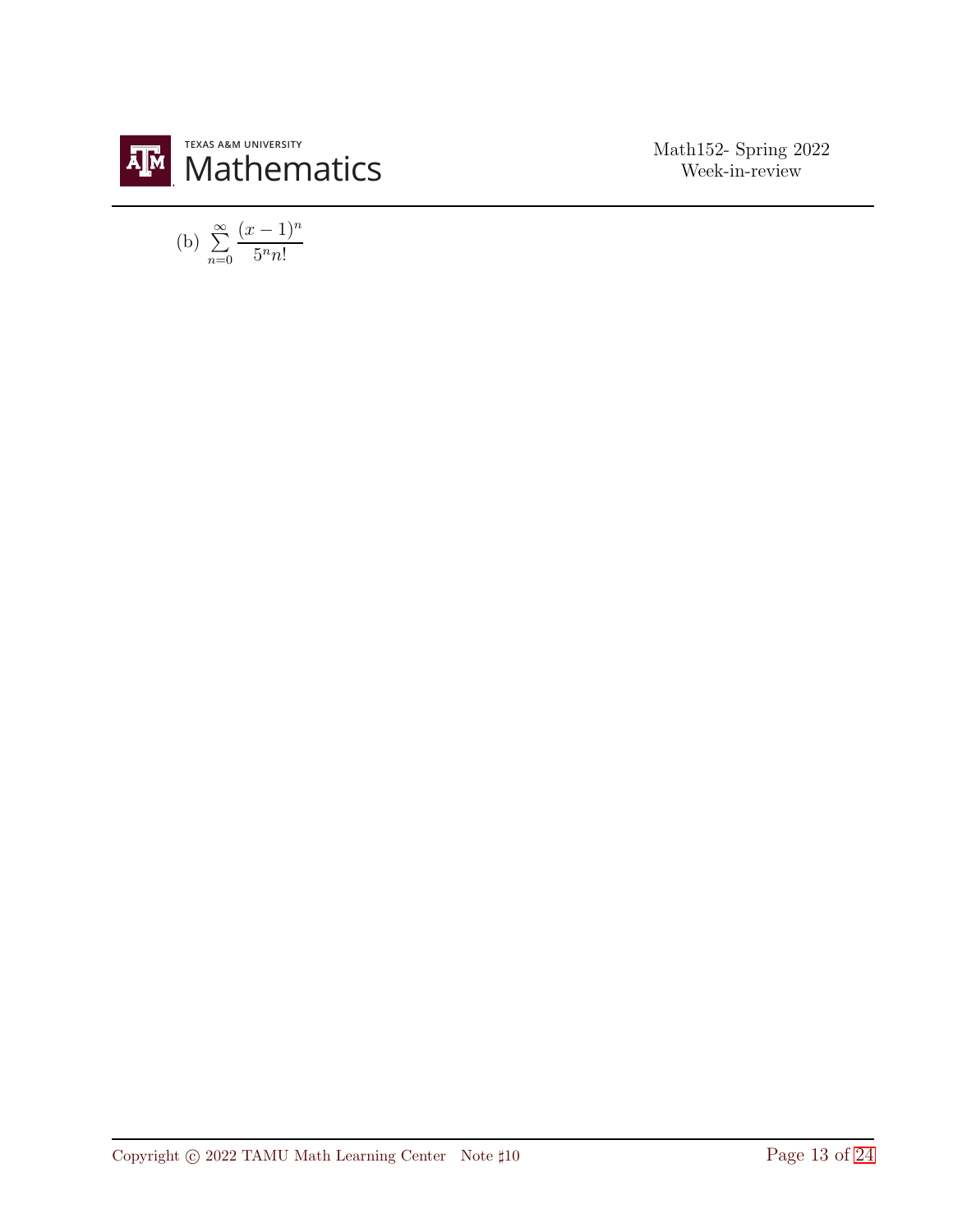(b) $\sum_{n=0}^{\infty} \frac{(x-1)^n}{5^n n!}$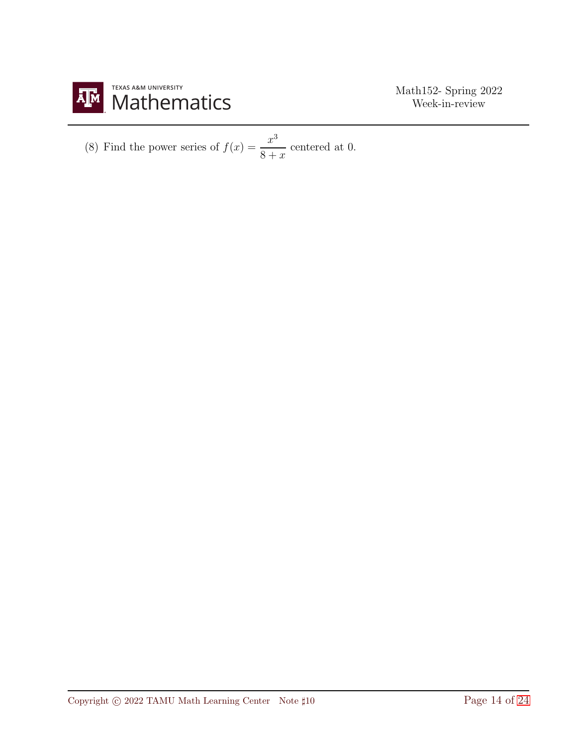(8) Find the power series of $f(x) = \dfrac{x^3}{8+x}$ centered at 0.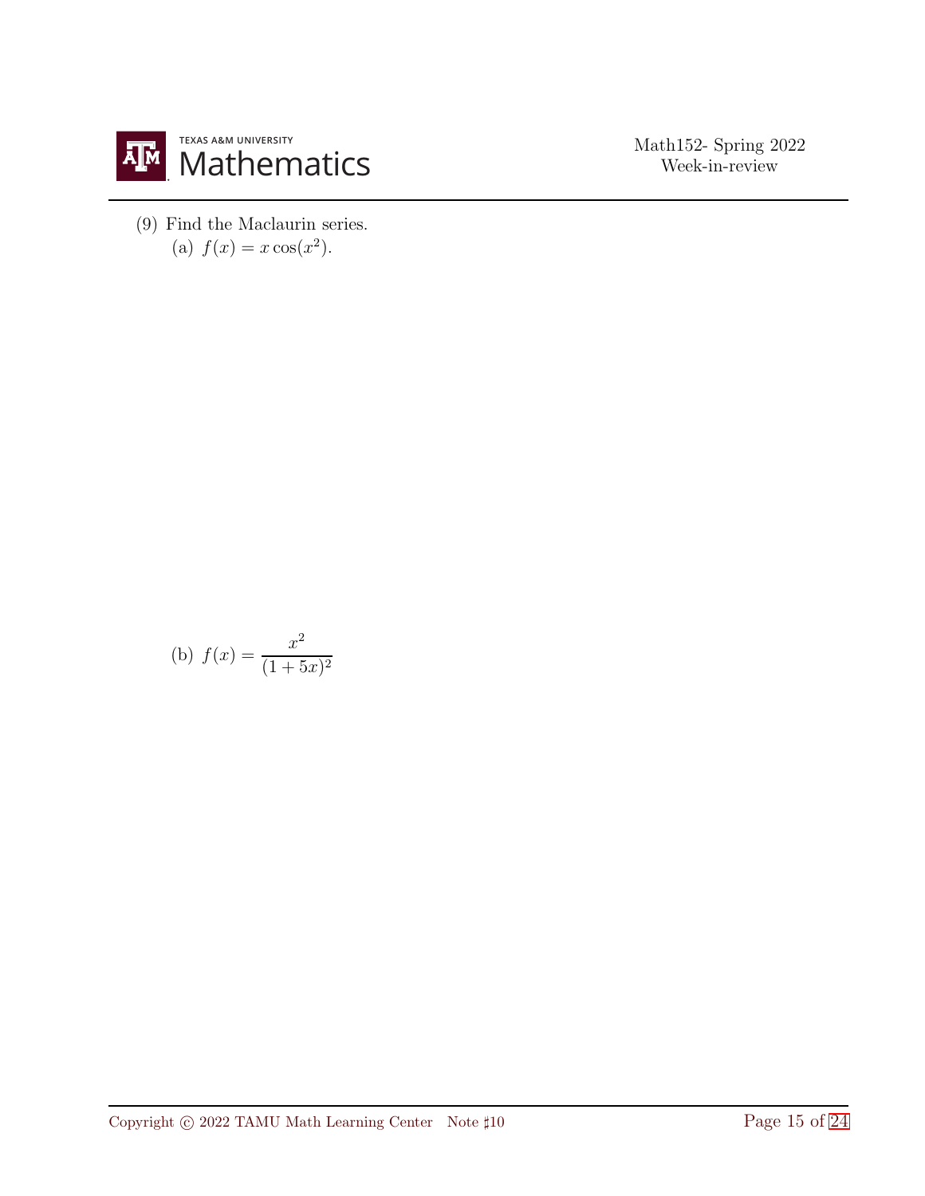(9) Find the Maclaurin series.

(a) $f(x) = x\cos(x^2)$.

(b) $f(x) = \dfrac{x^2}{(1+5x)^2}$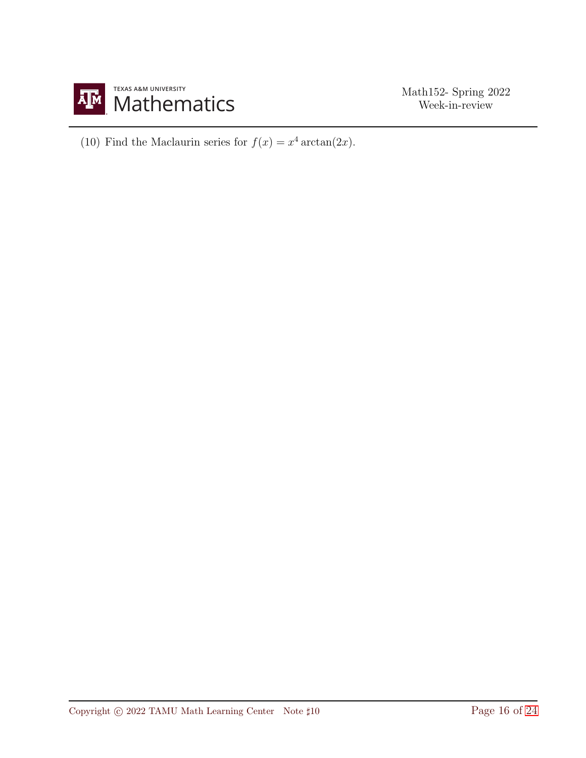(10) Find the Maclaurin series for $f(x) = x^4 \arctan(2x)$.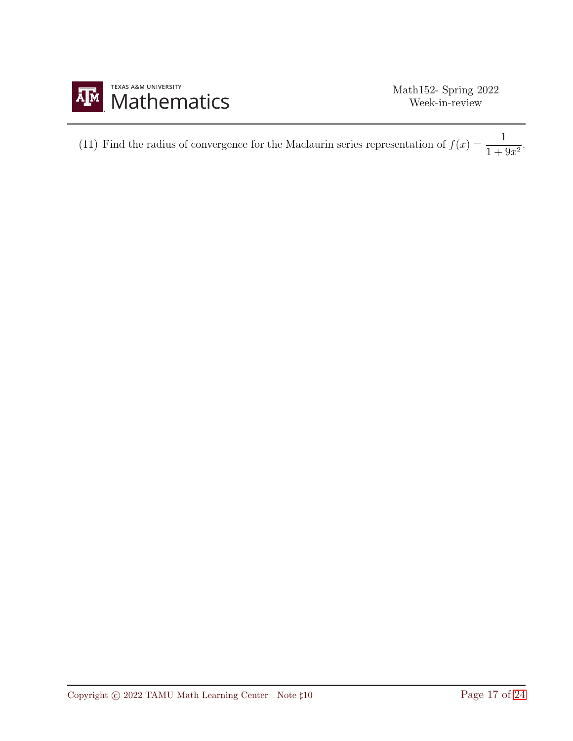(11) Find the radius of convergence for the Maclaurin series representation of $f(x) = \dfrac{1}{1+9x^2}$.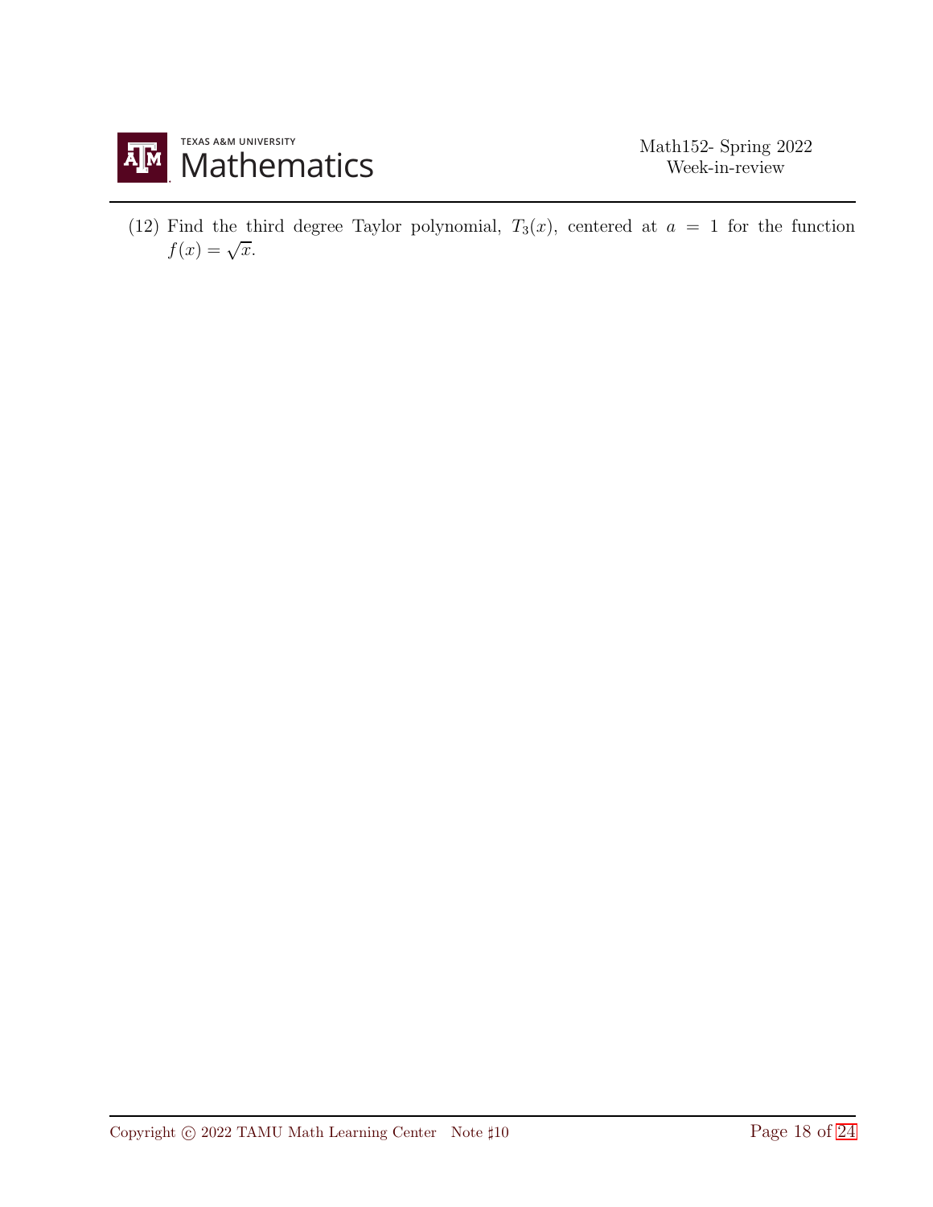(12) Find the third degree Taylor polynomial, $T_3(x)$, centered at $a = 1$ for the function $f(x) = \sqrt{x}$.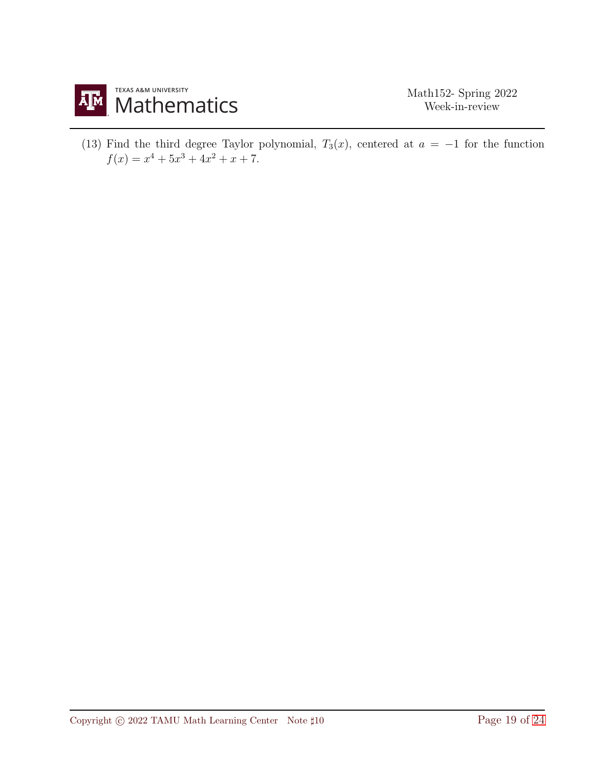(13) Find the third degree Taylor polynomial, $T_3(x)$, centered at $a = -1$ for the function $f(x) = x^4 + 5x^3 + 4x^2 + x + 7$.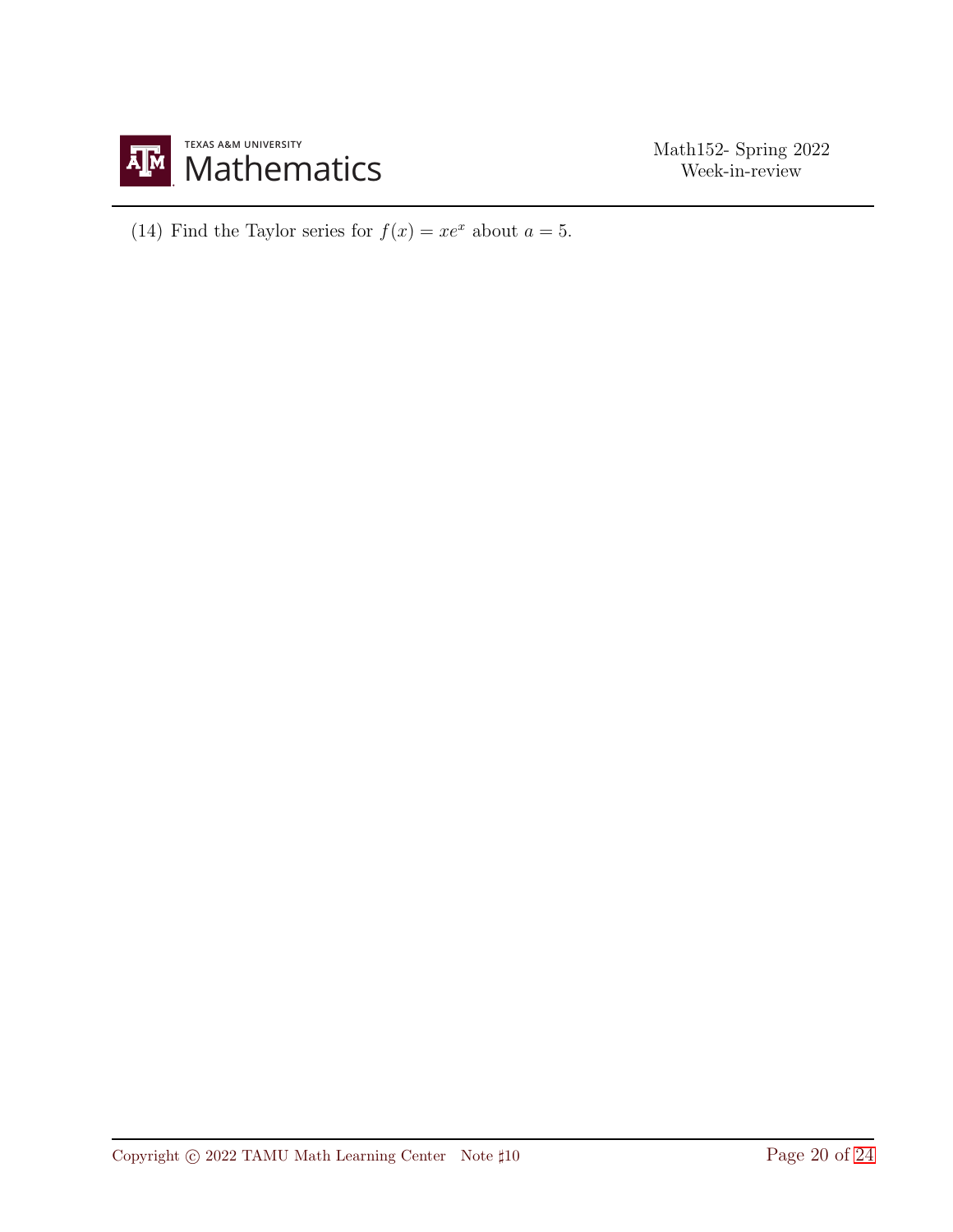(14) Find the Taylor series for $f(x) = xe^x$ about $a = 5$.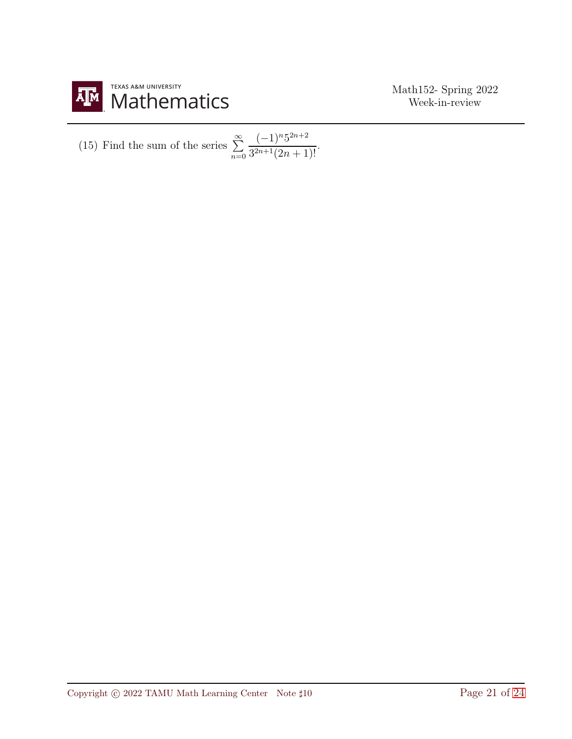(15) Find the sum of the series $\sum_{n=0}^{\infty} \frac{(-1)^n 5^{2n+2}}{3^{2n+1}(2n+1)!}$.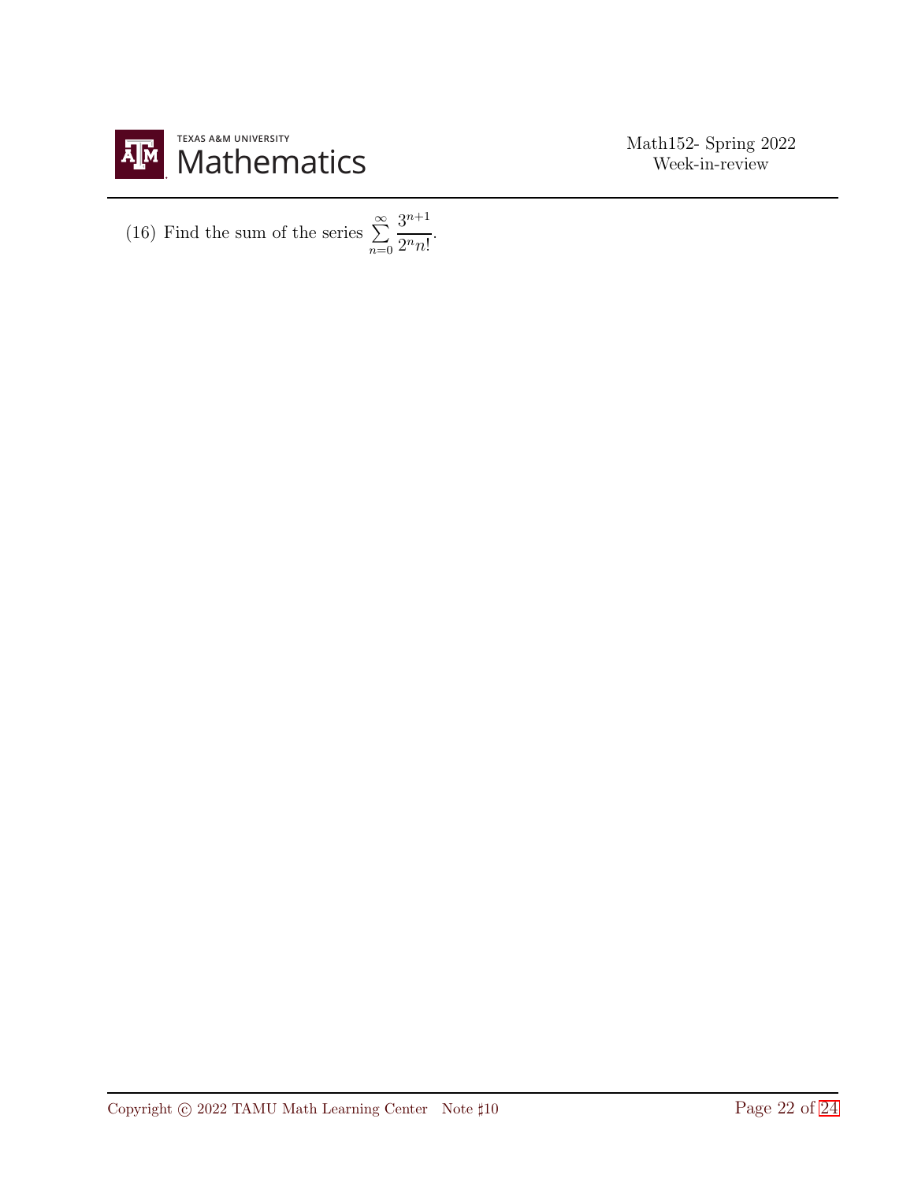(16) Find the sum of the series $\sum_{n=0}^{\infty} \frac{3^{n+1}}{2^n n!}$.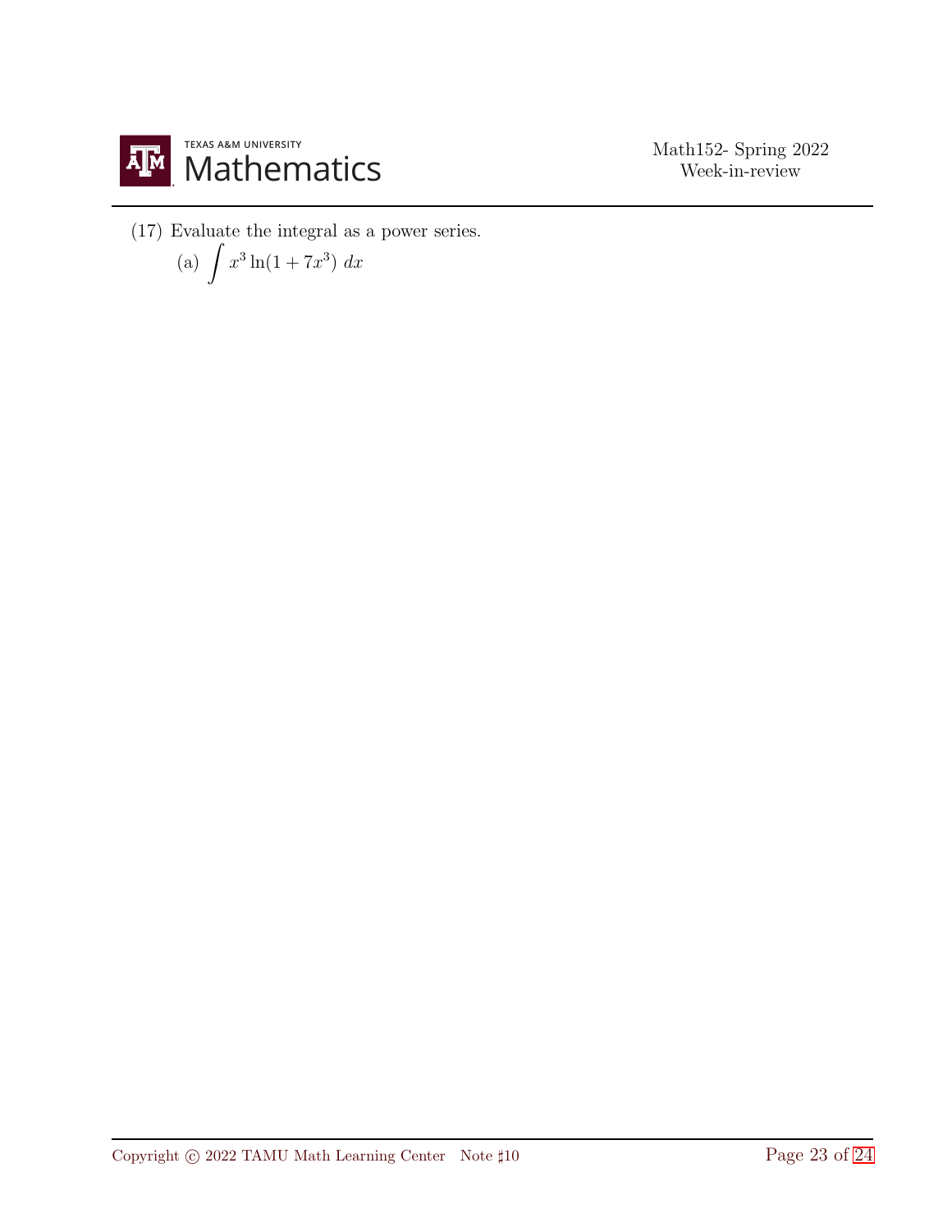(17) Evaluate the integral as a power series.

(a) $\displaystyle\int x^3 \ln(1 + 7x^3)\ dx$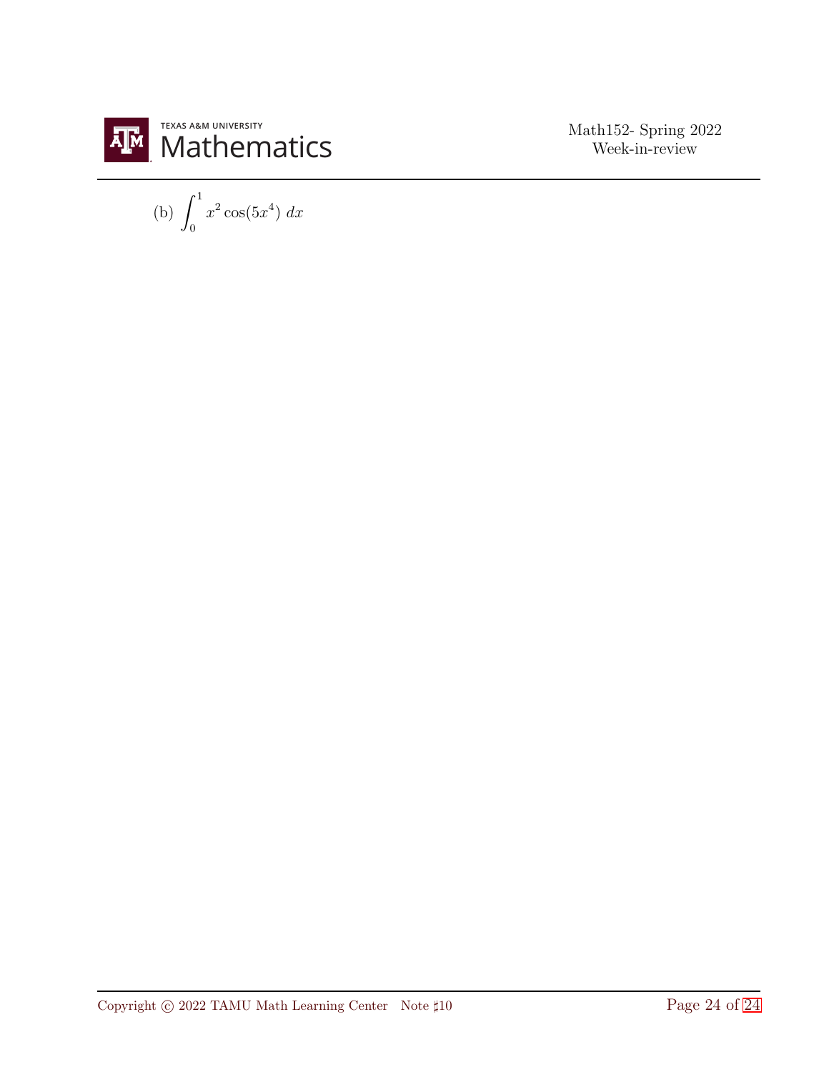(b) $\displaystyle\int_0^1 x^2 \cos(5x^4)\ dx$